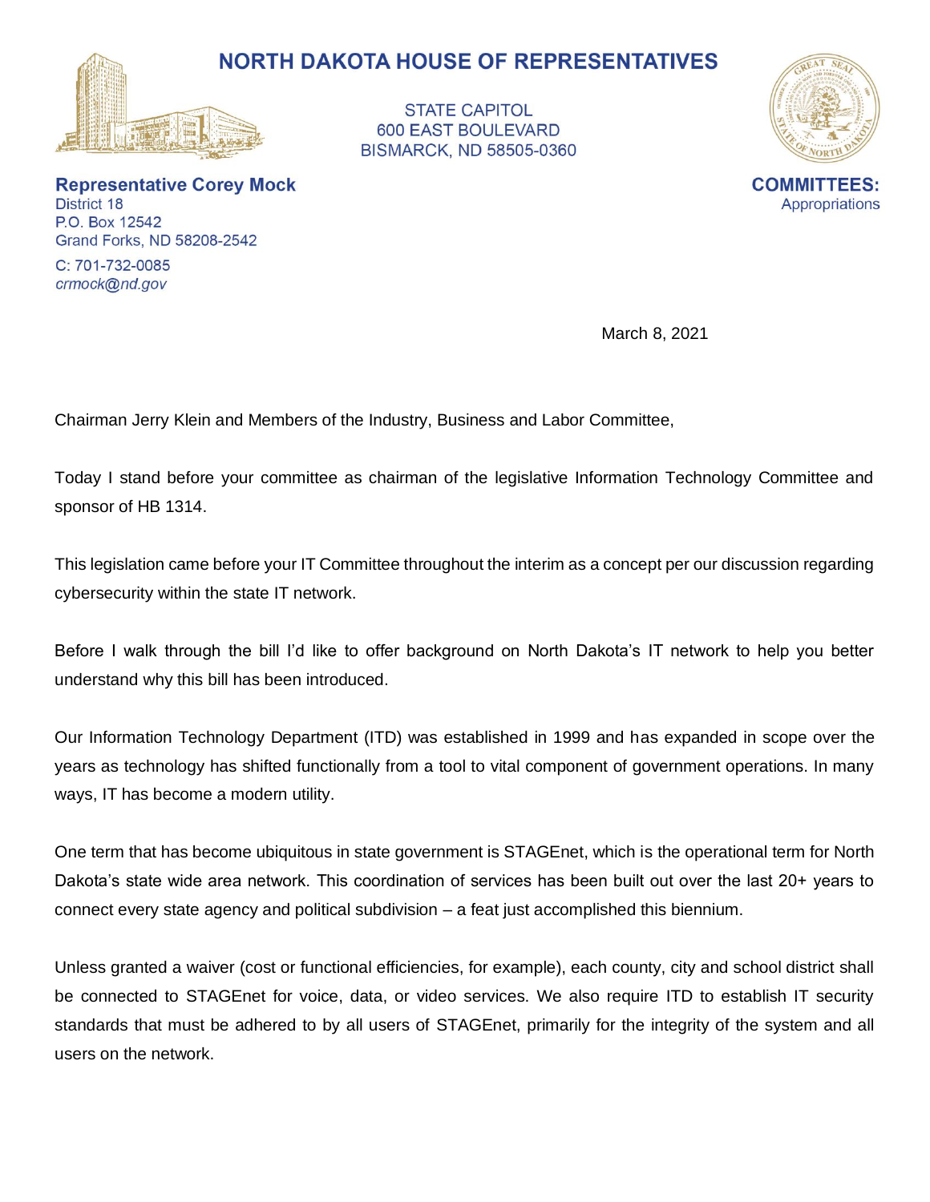# NORTH DAKOTA HOUSE OF REPRESENTATIVES

STATE CAPITOL
600 EAST BOULEVARD
BISMARCK, ND 58505-0360

**Representative Corey Mock**
District 18
P.O. Box 12542
Grand Forks, ND 58208-2542

C: 701-732-0085
*crmock@nd.gov*

**COMMITTEES:**
Appropriations

March 8, 2021

Chairman Jerry Klein and Members of the Industry, Business and Labor Committee,

Today I stand before your committee as chairman of the legislative Information Technology Committee and sponsor of HB 1314.

This legislation came before your IT Committee throughout the interim as a concept per our discussion regarding cybersecurity within the state IT network.

Before I walk through the bill I'd like to offer background on North Dakota's IT network to help you better understand why this bill has been introduced.

Our Information Technology Department (ITD) was established in 1999 and has expanded in scope over the years as technology has shifted functionally from a tool to vital component of government operations. In many ways, IT has become a modern utility.

One term that has become ubiquitous in state government is STAGEnet, which is the operational term for North Dakota's state wide area network. This coordination of services has been built out over the last 20+ years to connect every state agency and political subdivision – a feat just accomplished this biennium.

Unless granted a waiver (cost or functional efficiencies, for example), each county, city and school district shall be connected to STAGEnet for voice, data, or video services. We also require ITD to establish IT security standards that must be adhered to by all users of STAGEnet, primarily for the integrity of the system and all users on the network.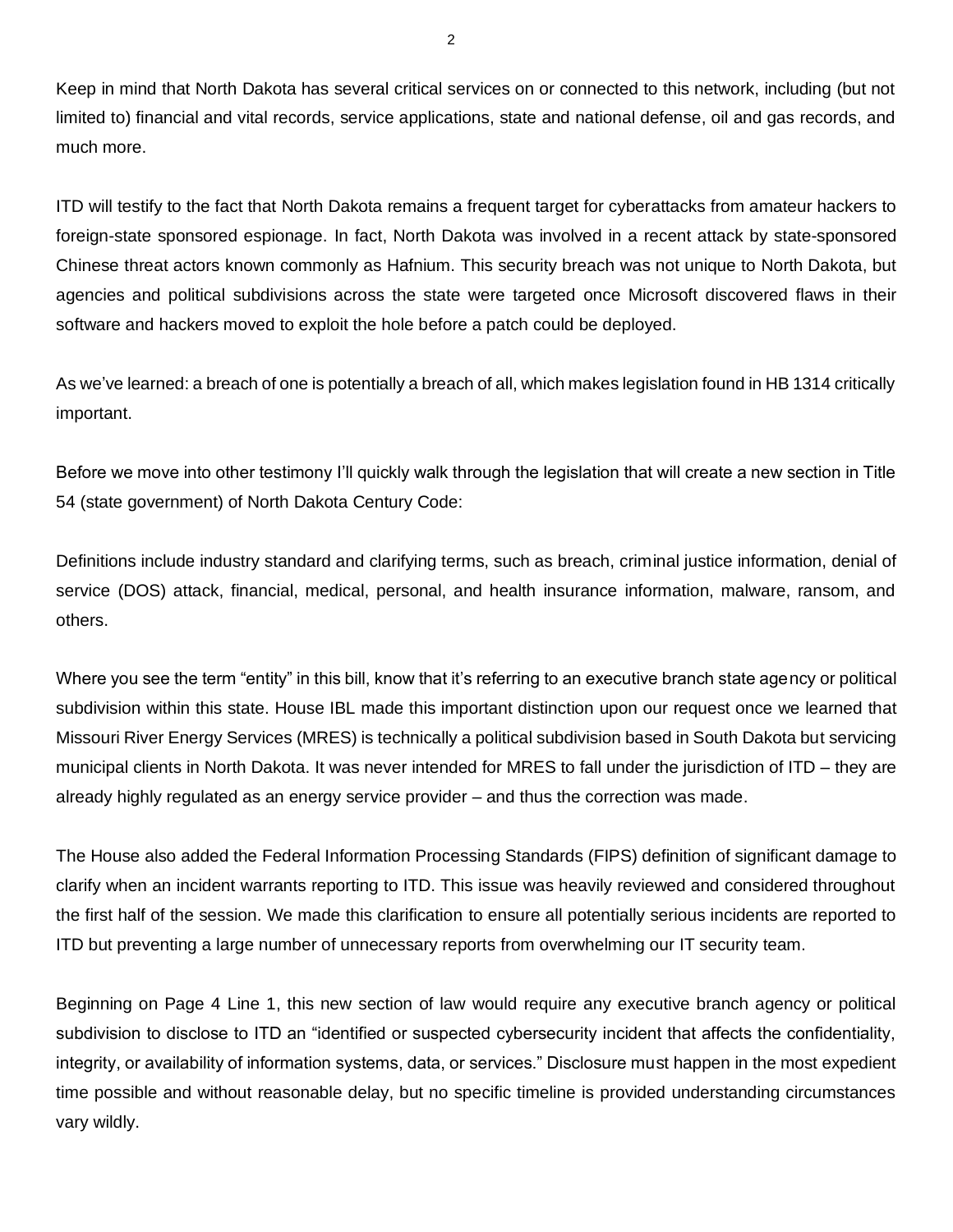Keep in mind that North Dakota has several critical services on or connected to this network, including (but not limited to) financial and vital records, service applications, state and national defense, oil and gas records, and much more.

ITD will testify to the fact that North Dakota remains a frequent target for cyberattacks from amateur hackers to foreign-state sponsored espionage. In fact, North Dakota was involved in a recent attack by state-sponsored Chinese threat actors known commonly as Hafnium. This security breach was not unique to North Dakota, but agencies and political subdivisions across the state were targeted once Microsoft discovered flaws in their software and hackers moved to exploit the hole before a patch could be deployed.

As we've learned: a breach of one is potentially a breach of all, which makes legislation found in HB 1314 critically important.

Before we move into other testimony I'll quickly walk through the legislation that will create a new section in Title 54 (state government) of North Dakota Century Code:

Definitions include industry standard and clarifying terms, such as breach, criminal justice information, denial of service (DOS) attack, financial, medical, personal, and health insurance information, malware, ransom, and others.

Where you see the term "entity" in this bill, know that it's referring to an executive branch state agency or political subdivision within this state. House IBL made this important distinction upon our request once we learned that Missouri River Energy Services (MRES) is technically a political subdivision based in South Dakota but servicing municipal clients in North Dakota. It was never intended for MRES to fall under the jurisdiction of ITD – they are already highly regulated as an energy service provider – and thus the correction was made.

The House also added the Federal Information Processing Standards (FIPS) definition of significant damage to clarify when an incident warrants reporting to ITD. This issue was heavily reviewed and considered throughout the first half of the session. We made this clarification to ensure all potentially serious incidents are reported to ITD but preventing a large number of unnecessary reports from overwhelming our IT security team.

Beginning on Page 4 Line 1, this new section of law would require any executive branch agency or political subdivision to disclose to ITD an "identified or suspected cybersecurity incident that affects the confidentiality, integrity, or availability of information systems, data, or services." Disclosure must happen in the most expedient time possible and without reasonable delay, but no specific timeline is provided understanding circumstances vary wildly.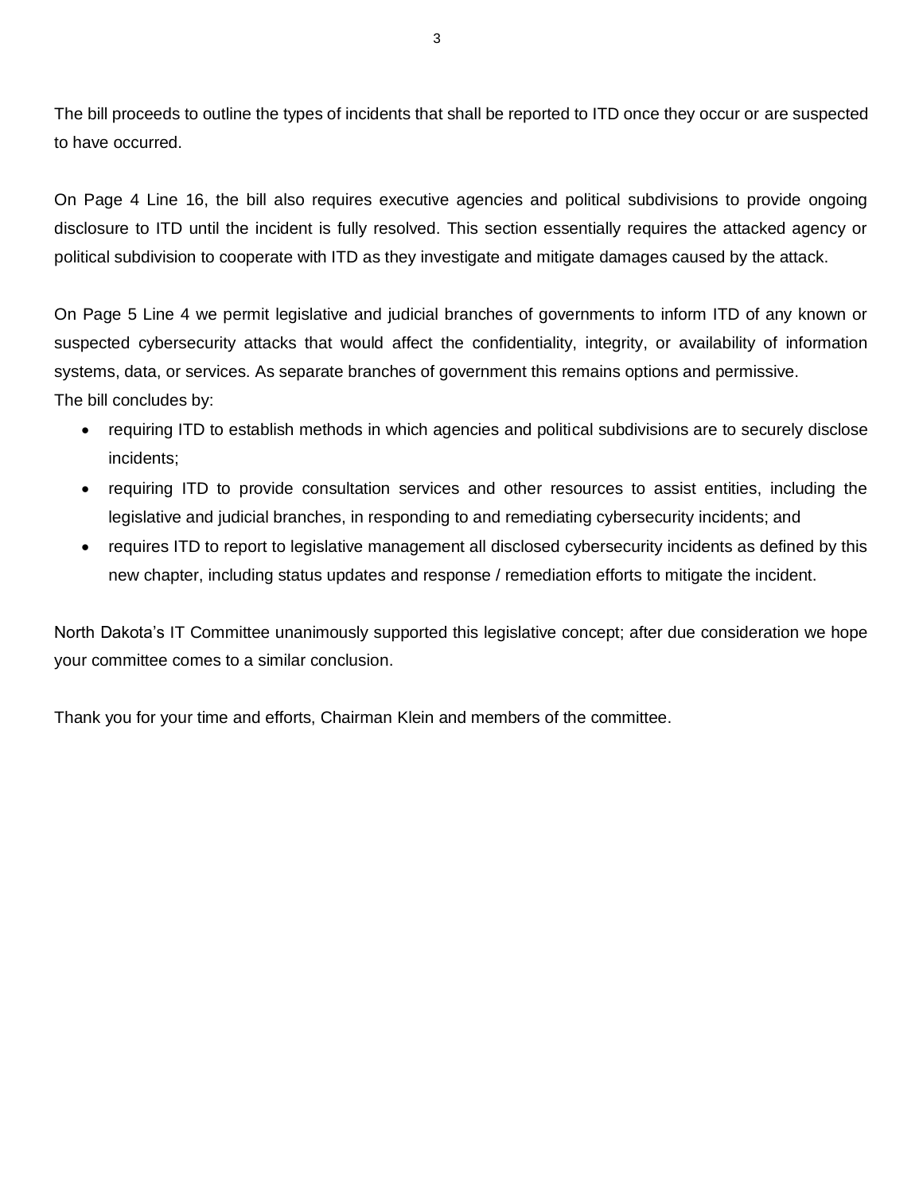The bill proceeds to outline the types of incidents that shall be reported to ITD once they occur or are suspected to have occurred.

On Page 4 Line 16, the bill also requires executive agencies and political subdivisions to provide ongoing disclosure to ITD until the incident is fully resolved. This section essentially requires the attacked agency or political subdivision to cooperate with ITD as they investigate and mitigate damages caused by the attack.

On Page 5 Line 4 we permit legislative and judicial branches of governments to inform ITD of any known or suspected cybersecurity attacks that would affect the confidentiality, integrity, or availability of information systems, data, or services. As separate branches of government this remains options and permissive.
The bill concludes by:

- requiring ITD to establish methods in which agencies and political subdivisions are to securely disclose incidents;
- requiring ITD to provide consultation services and other resources to assist entities, including the legislative and judicial branches, in responding to and remediating cybersecurity incidents; and
- requires ITD to report to legislative management all disclosed cybersecurity incidents as defined by this new chapter, including status updates and response / remediation efforts to mitigate the incident.

North Dakota's IT Committee unanimously supported this legislative concept; after due consideration we hope your committee comes to a similar conclusion.

Thank you for your time and efforts, Chairman Klein and members of the committee.